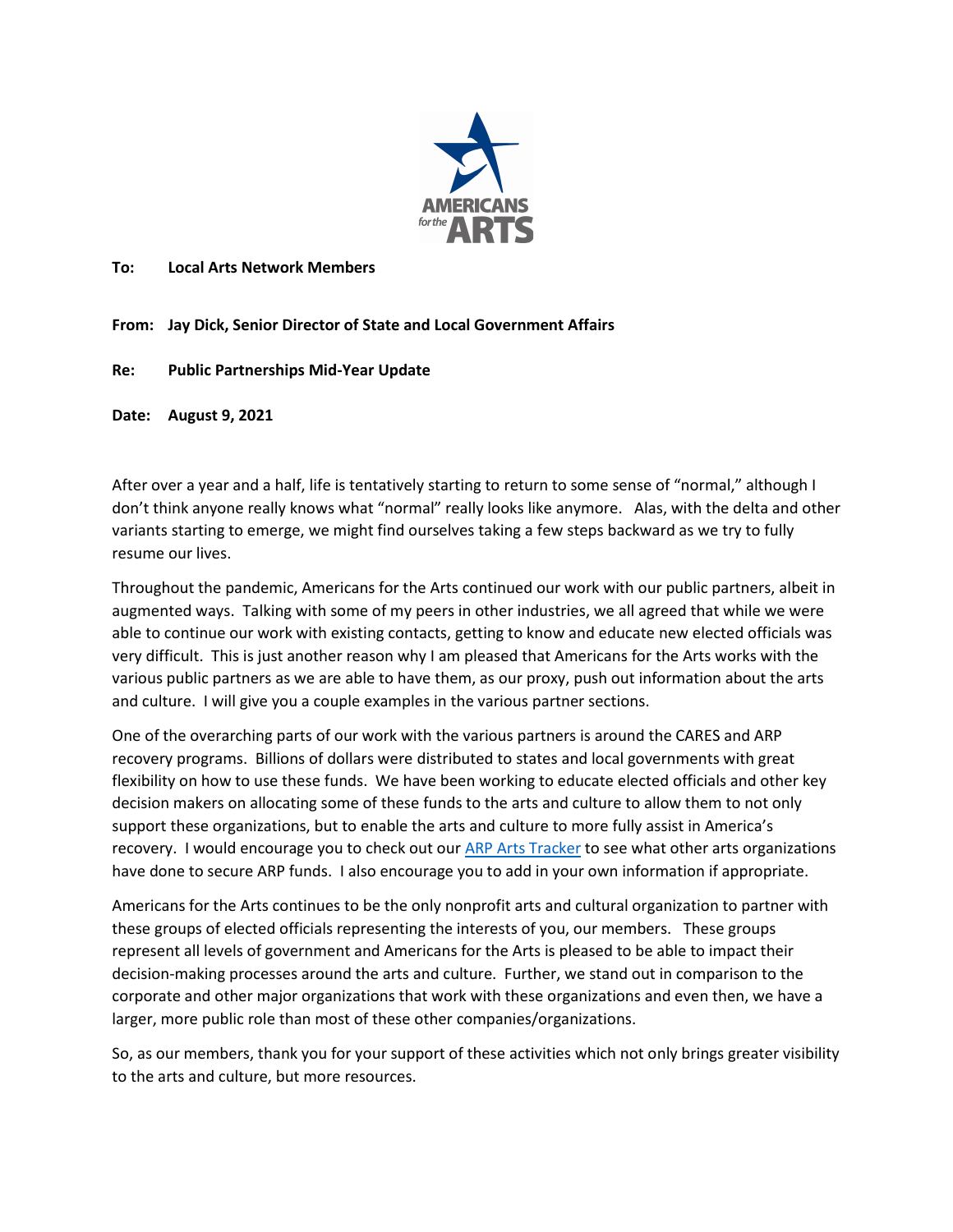**To:** **Local Arts Network Members**

**From:** **Jay Dick, Senior Director of State and Local Government Affairs**

**Re:** **Public Partnerships Mid-Year Update**

**Date:** **August 9, 2021**

After over a year and a half, life is tentatively starting to return to some sense of "normal," although I don't think anyone really knows what "normal" really looks like anymore. Alas, with the delta and other variants starting to emerge, we might find ourselves taking a few steps backward as we try to fully resume our lives.

Throughout the pandemic, Americans for the Arts continued our work with our public partners, albeit in augmented ways. Talking with some of my peers in other industries, we all agreed that while we were able to continue our work with existing contacts, getting to know and educate new elected officials was very difficult. This is just another reason why I am pleased that Americans for the Arts works with the various public partners as we are able to have them, as our proxy, push out information about the arts and culture. I will give you a couple examples in the various partner sections.

One of the overarching parts of our work with the various partners is around the CARES and ARP recovery programs. Billions of dollars were distributed to states and local governments with great flexibility on how to use these funds. We have been working to educate elected officials and other key decision makers on allocating some of these funds to the arts and culture to allow them to not only support these organizations, but to enable the arts and culture to more fully assist in America's recovery. I would encourage you to check out our ARP Arts Tracker to see what other arts organizations have done to secure ARP funds. I also encourage you to add in your own information if appropriate.

Americans for the Arts continues to be the only nonprofit arts and cultural organization to partner with these groups of elected officials representing the interests of you, our members. These groups represent all levels of government and Americans for the Arts is pleased to be able to impact their decision-making processes around the arts and culture. Further, we stand out in comparison to the corporate and other major organizations that work with these organizations and even then, we have a larger, more public role than most of these other companies/organizations.

So, as our members, thank you for your support of these activities which not only brings greater visibility to the arts and culture, but more resources.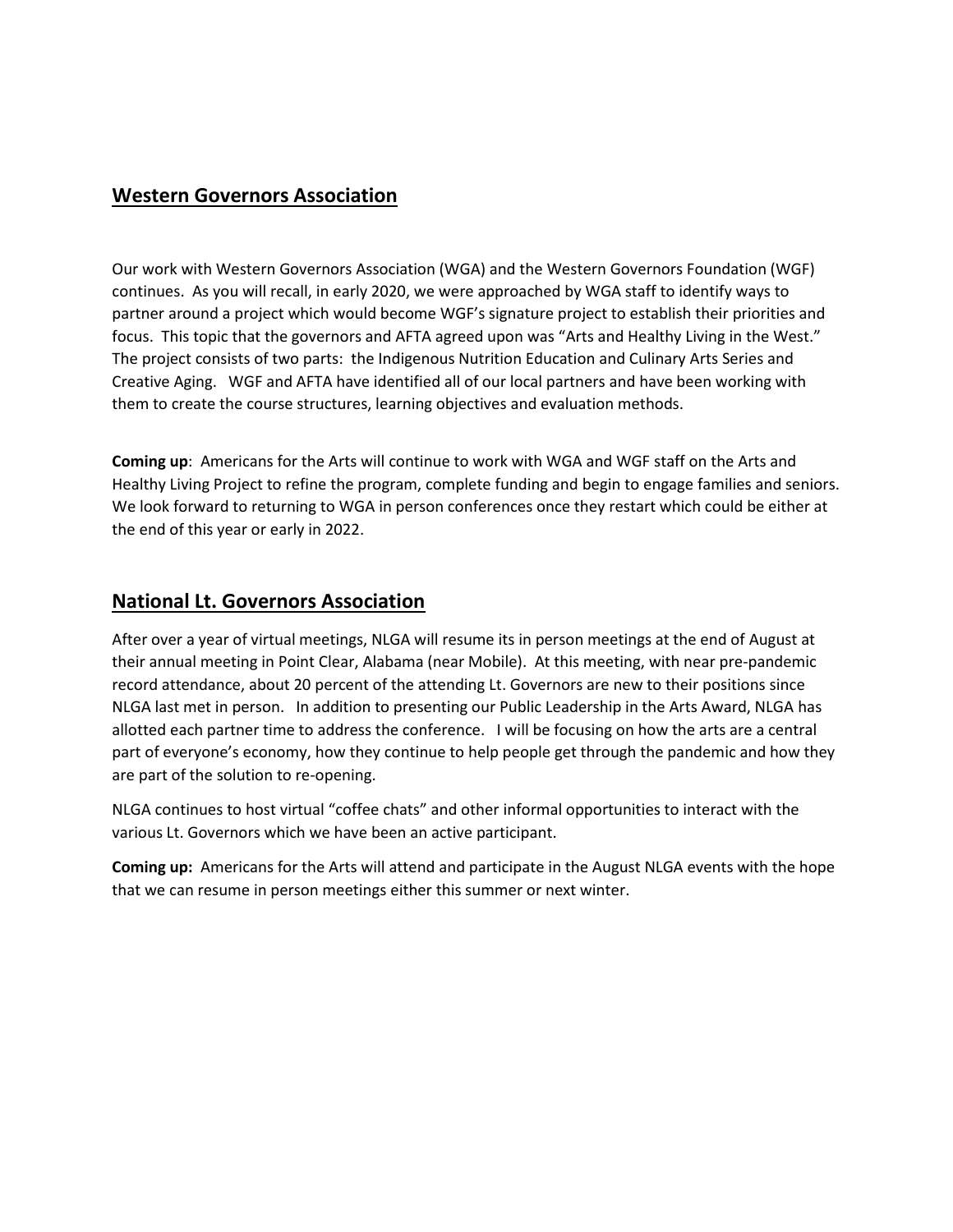## Western Governors Association

Our work with Western Governors Association (WGA) and the Western Governors Foundation (WGF) continues. As you will recall, in early 2020, we were approached by WGA staff to identify ways to partner around a project which would become WGF's signature project to establish their priorities and focus. This topic that the governors and AFTA agreed upon was "Arts and Healthy Living in the West." The project consists of two parts: the Indigenous Nutrition Education and Culinary Arts Series and Creative Aging. WGF and AFTA have identified all of our local partners and have been working with them to create the course structures, learning objectives and evaluation methods.

**Coming up**: Americans for the Arts will continue to work with WGA and WGF staff on the Arts and Healthy Living Project to refine the program, complete funding and begin to engage families and seniors. We look forward to returning to WGA in person conferences once they restart which could be either at the end of this year or early in 2022.

## National Lt. Governors Association

After over a year of virtual meetings, NLGA will resume its in person meetings at the end of August at their annual meeting in Point Clear, Alabama (near Mobile). At this meeting, with near pre-pandemic record attendance, about 20 percent of the attending Lt. Governors are new to their positions since NLGA last met in person. In addition to presenting our Public Leadership in the Arts Award, NLGA has allotted each partner time to address the conference. I will be focusing on how the arts are a central part of everyone's economy, how they continue to help people get through the pandemic and how they are part of the solution to re-opening.

NLGA continues to host virtual "coffee chats" and other informal opportunities to interact with the various Lt. Governors which we have been an active participant.

**Coming up:** Americans for the Arts will attend and participate in the August NLGA events with the hope that we can resume in person meetings either this summer or next winter.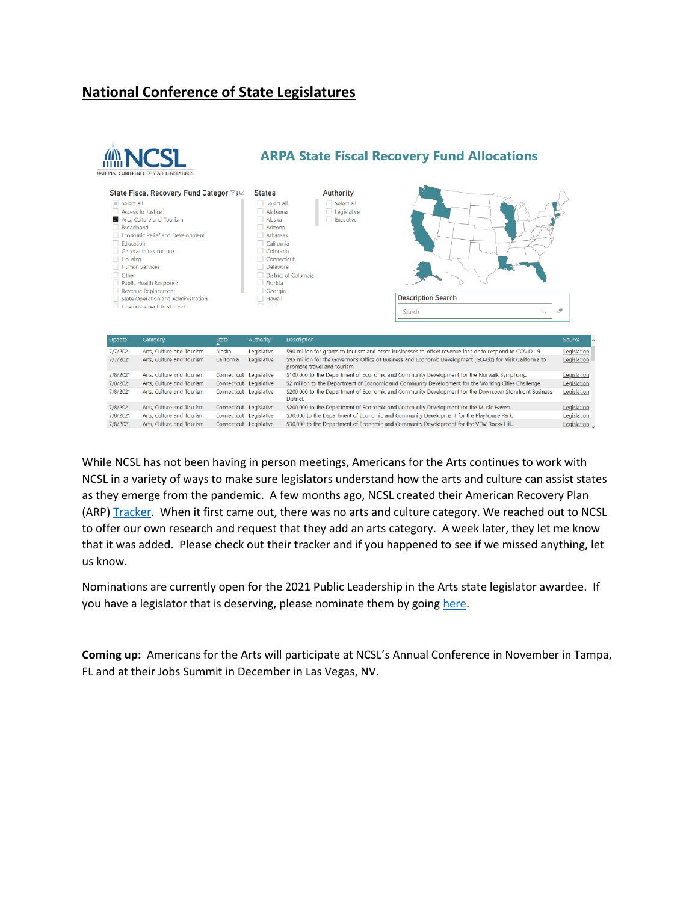## National Conference of State Legislatures

NCSL
NATIONAL CONFERENCE OF STATE LEGISLATURES

ARPA State Fiscal Recovery Fund Allocations

State Fiscal Recovery Fund Category
- Select all
- Access to Justice
- Arts, Culture and Tourism
- Broadband
- Economic Relief and Development
- Education
- General Infrastructure
- Housing
- Human Services
- Other
- Public Health Response
- Revenue Replacement
- State Operation and Administration
- Unemployment Trust Fund

States
- Select all
- Alabama
- Alaska
- Arizona
- Arkansas
- California
- Colorado
- Connecticut
- Delaware
- District of Columbia
- Florida
- Georgia
- Hawaii

Authority
- Select all
- Legislative
- Executive

Description Search

Search

| Update | Category | State | Authority | Description | Source |
|---|---|---|---|---|---|
| 7/7/2021 | Arts, Culture and Tourism | Alaska | Legislative | $90 million for grants to tourism and other businesses to offset revenue loss or to respond to COVID-19. | Legislation |
| 7/7/2021 | Arts, Culture and Tourism | California | Legislative | $95 million for the Governor's Office of Business and Economic Development (GO-Biz) for Visit California to promote travel and tourism. | Legislation |
| 7/8/2021 | Arts, Culture and Tourism | Connecticut | Legislative | $100,000 to the Department of Economic and Community Development for the Norwalk Symphony. | Legislation |
| 7/8/2021 | Arts, Culture and Tourism | Connecticut | Legislative | $2 million to the Department of Economic and Community Development for the Working Cities Challenge | Legislation |
| 7/8/2021 | Arts, Culture and Tourism | Connecticut | Legislative | $200,000 to the Department of Economic and Community Development for the Downtown Storefront Business District. | Legislation |
| 7/8/2021 | Arts, Culture and Tourism | Connecticut | Legislative | $200,000 to the Department of Economic and Community Development for the Music Haven. | Legislation |
| 7/8/2021 | Arts, Culture and Tourism | Connecticut | Legislative | $30,000 to the Department of Economic and Community Development for the Playhouse Park. | Legislation |
| 7/8/2021 | Arts, Culture and Tourism | Connecticut | Legislative | $30,000 to the Department of Economic and Community Development for the VFW Rocky Hill. | Legislation |

While NCSL has not been having in person meetings, Americans for the Arts continues to work with NCSL in a variety of ways to make sure legislators understand how the arts and culture can assist states as they emerge from the pandemic. A few months ago, NCSL created their American Recovery Plan (ARP) Tracker. When it first came out, there was no arts and culture category. We reached out to NCSL to offer our own research and request that they add an arts category. A week later, they let me know that it was added. Please check out their tracker and if you happened to see if we missed anything, let us know.

Nominations are currently open for the 2021 Public Leadership in the Arts state legislator awardee. If you have a legislator that is deserving, please nominate them by going here.

**Coming up:** Americans for the Arts will participate at NCSL's Annual Conference in November in Tampa, FL and at their Jobs Summit in December in Las Vegas, NV.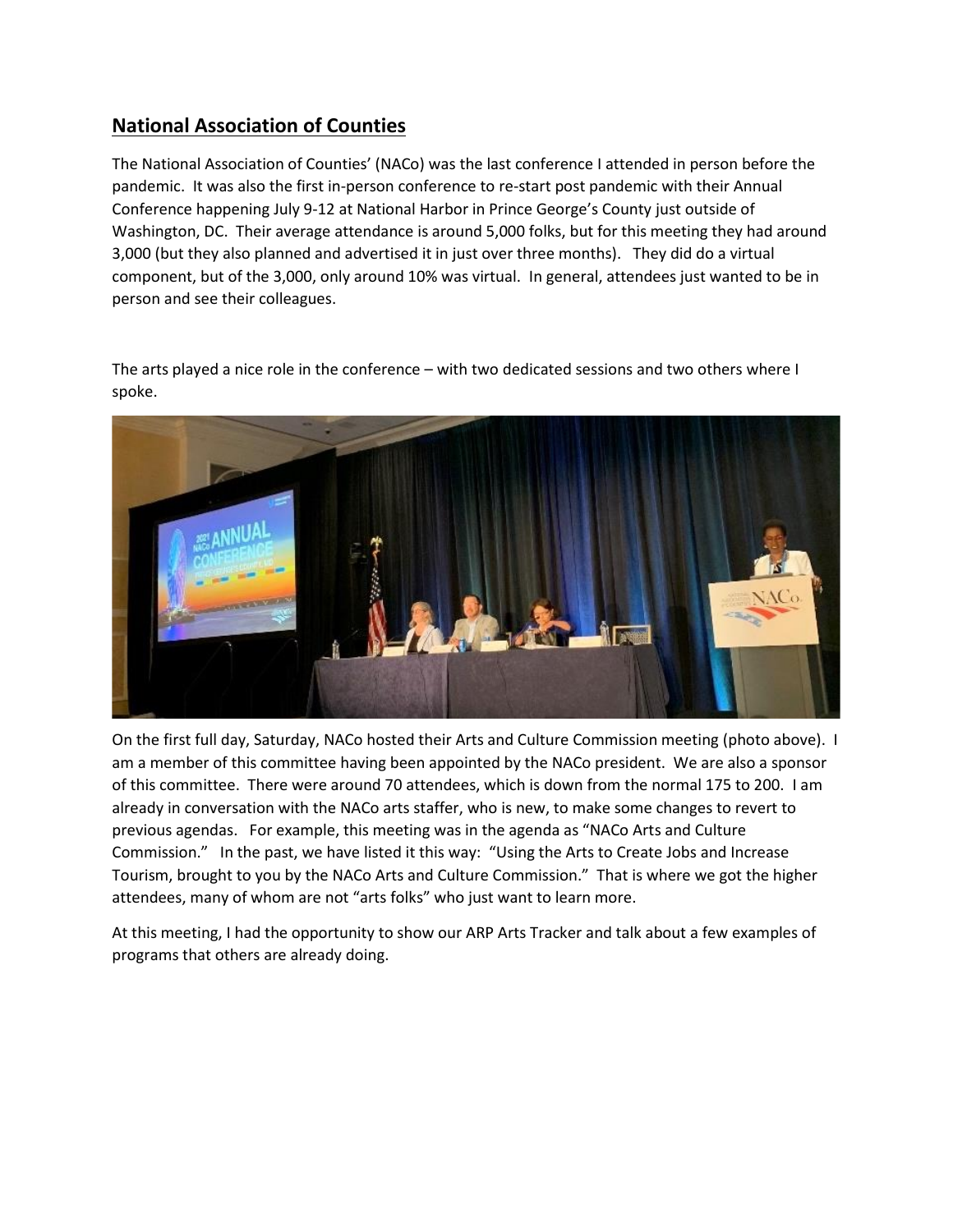## National Association of Counties

The National Association of Counties' (NACo) was the last conference I attended in person before the pandemic. It was also the first in-person conference to re-start post pandemic with their Annual Conference happening July 9-12 at National Harbor in Prince George's County just outside of Washington, DC. Their average attendance is around 5,000 folks, but for this meeting they had around 3,000 (but they also planned and advertised it in just over three months). They did do a virtual component, but of the 3,000, only around 10% was virtual. In general, attendees just wanted to be in person and see their colleagues.

The arts played a nice role in the conference – with two dedicated sessions and two others where I spoke.

On the first full day, Saturday, NACo hosted their Arts and Culture Commission meeting (photo above). I am a member of this committee having been appointed by the NACo president. We are also a sponsor of this committee. There were around 70 attendees, which is down from the normal 175 to 200. I am already in conversation with the NACo arts staffer, who is new, to make some changes to revert to previous agendas. For example, this meeting was in the agenda as "NACo Arts and Culture Commission." In the past, we have listed it this way: "Using the Arts to Create Jobs and Increase Tourism, brought to you by the NACo Arts and Culture Commission." That is where we got the higher attendees, many of whom are not "arts folks" who just want to learn more.

At this meeting, I had the opportunity to show our ARP Arts Tracker and talk about a few examples of programs that others are already doing.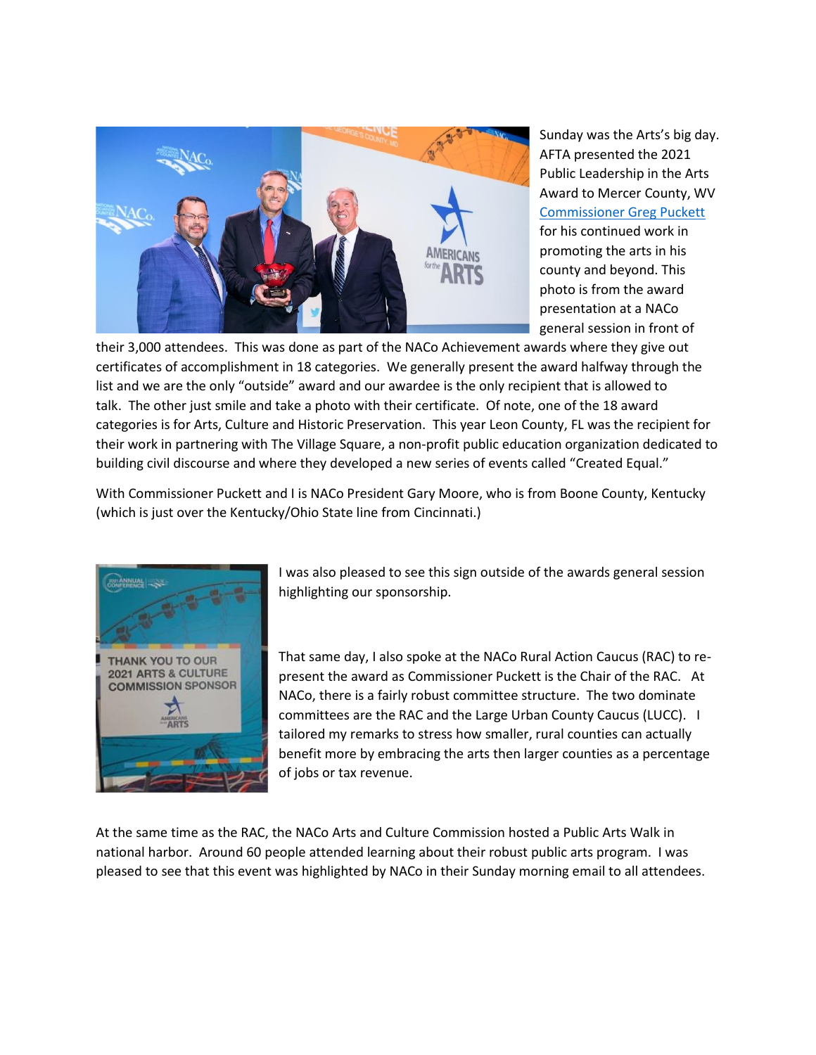Sunday was the Arts's big day. AFTA presented the 2021 Public Leadership in the Arts Award to Mercer County, WV [Commissioner Greg Puckett] for his continued work in promoting the arts in his county and beyond. This photo is from the award presentation at a NACo general session in front of their 3,000 attendees. This was done as part of the NACo Achievement awards where they give out certificates of accomplishment in 18 categories. We generally present the award halfway through the list and we are the only "outside" award and our awardee is the only recipient that is allowed to talk. The other just smile and take a photo with their certificate. Of note, one of the 18 award categories is for Arts, Culture and Historic Preservation. This year Leon County, FL was the recipient for their work in partnering with The Village Square, a non-profit public education organization dedicated to building civil discourse and where they developed a new series of events called "Created Equal."

With Commissioner Puckett and I is NACo President Gary Moore, who is from Boone County, Kentucky (which is just over the Kentucky/Ohio State line from Cincinnati.)

I was also pleased to see this sign outside of the awards general session highlighting our sponsorship.

That same day, I also spoke at the NACo Rural Action Caucus (RAC) to re-present the award as Commissioner Puckett is the Chair of the RAC. At NACo, there is a fairly robust committee structure. The two dominate committees are the RAC and the Large Urban County Caucus (LUCC). I tailored my remarks to stress how smaller, rural counties can actually benefit more by embracing the arts then larger counties as a percentage of jobs or tax revenue.

At the same time as the RAC, the NACo Arts and Culture Commission hosted a Public Arts Walk in national harbor. Around 60 people attended learning about their robust public arts program. I was pleased to see that this event was highlighted by NACo in their Sunday morning email to all attendees.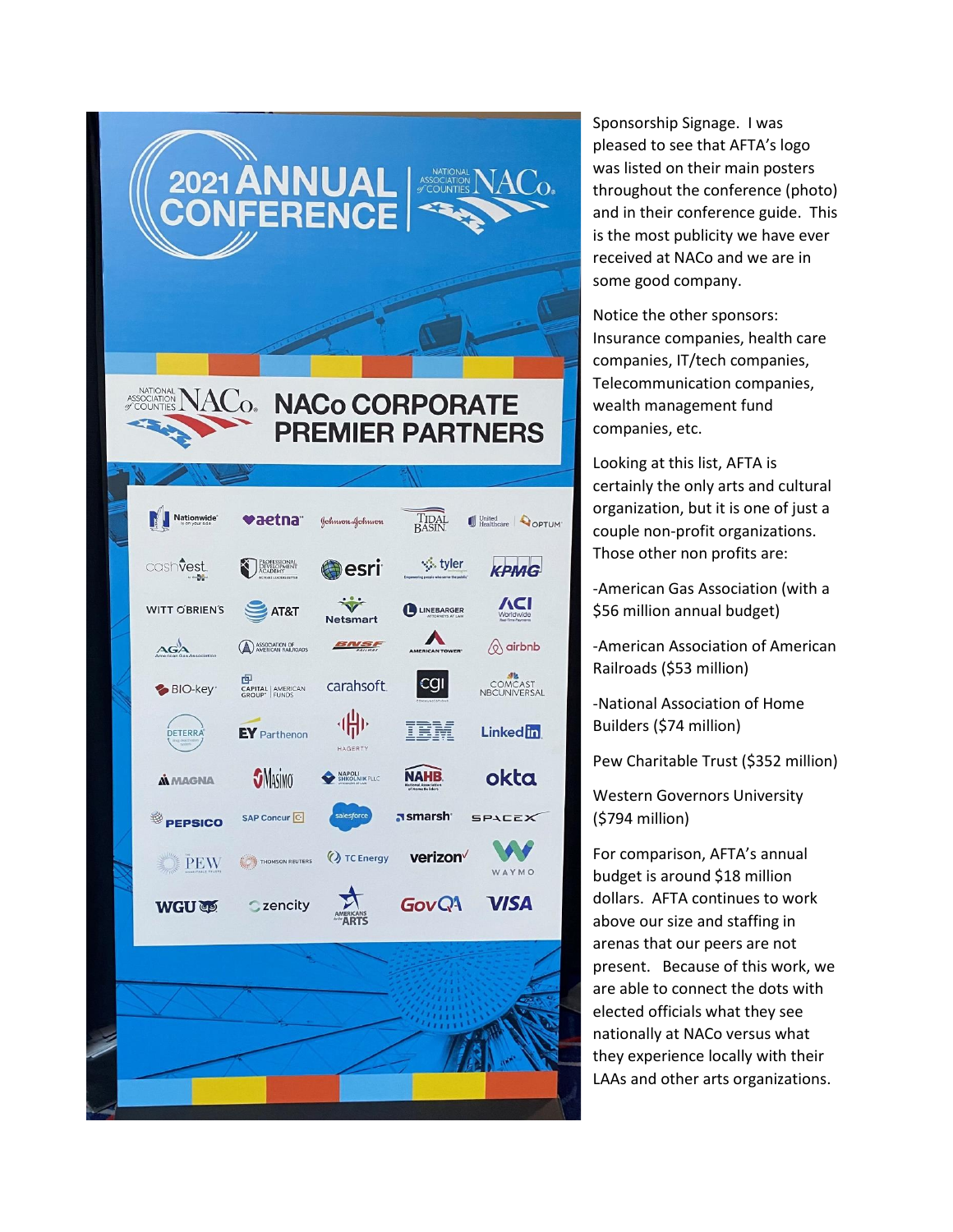Sponsorship Signage. I was pleased to see that AFTA's logo was listed on their main posters throughout the conference (photo) and in their conference guide. This is the most publicity we have ever received at NACo and we are in some good company.

Notice the other sponsors: Insurance companies, health care companies, IT/tech companies, Telecommunication companies, wealth management fund companies, etc.

Looking at this list, AFTA is certainly the only arts and cultural organization, but it is one of just a couple non-profit organizations. Those other non profits are:

-American Gas Association (with a $56 million annual budget)

-American Association of American Railroads ($53 million)

-National Association of Home Builders ($74 million)

Pew Charitable Trust ($352 million)

Western Governors University ($794 million)

For comparison, AFTA's annual budget is around $18 million dollars. AFTA continues to work above our size and staffing in arenas that our peers are not present. Because of this work, we are able to connect the dots with elected officials what they see nationally at NACo versus what they experience locally with their LAAs and other arts organizations.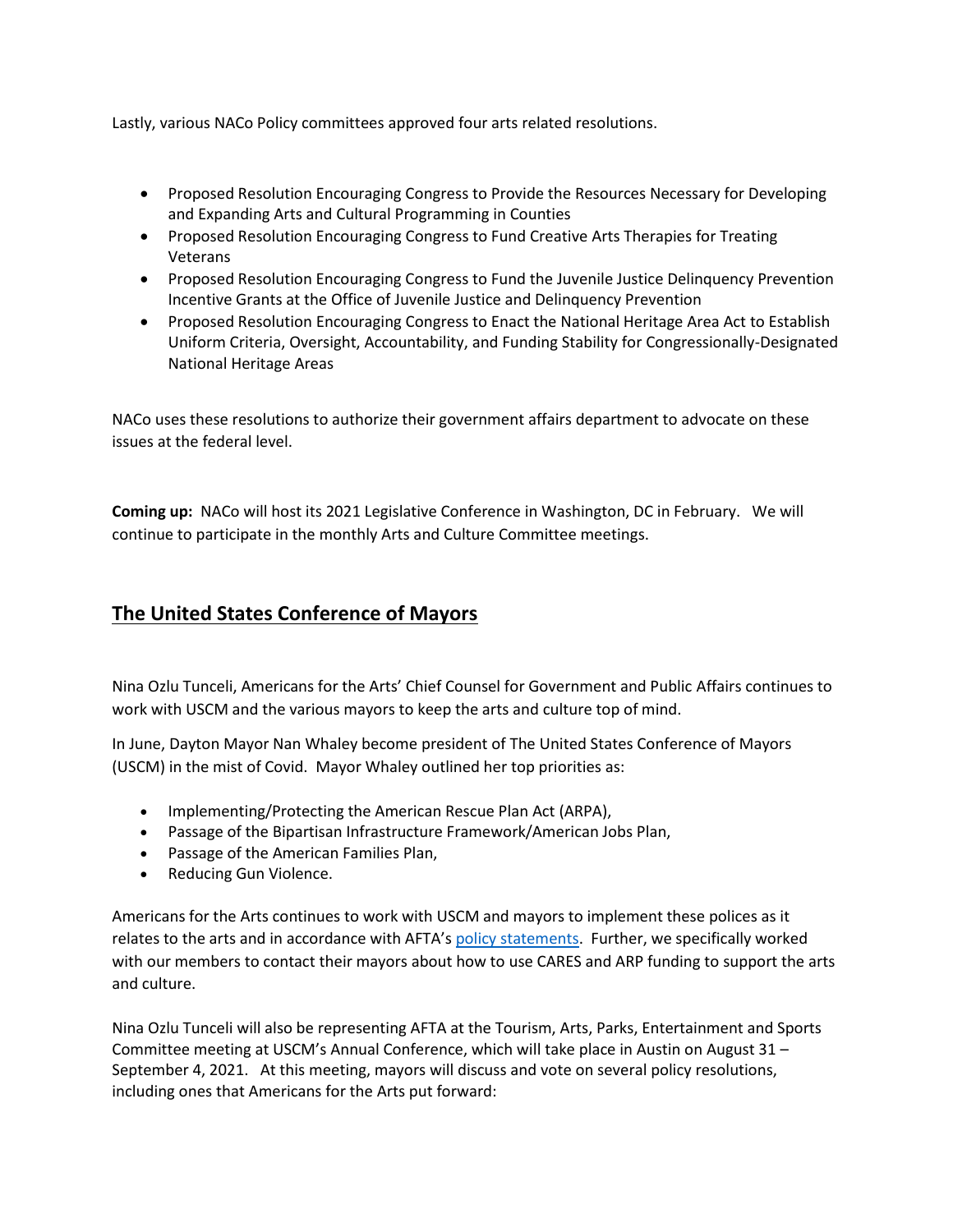Lastly, various NACo Policy committees approved four arts related resolutions.

- Proposed Resolution Encouraging Congress to Provide the Resources Necessary for Developing and Expanding Arts and Cultural Programming in Counties
- Proposed Resolution Encouraging Congress to Fund Creative Arts Therapies for Treating Veterans
- Proposed Resolution Encouraging Congress to Fund the Juvenile Justice Delinquency Prevention Incentive Grants at the Office of Juvenile Justice and Delinquency Prevention
- Proposed Resolution Encouraging Congress to Enact the National Heritage Area Act to Establish Uniform Criteria, Oversight, Accountability, and Funding Stability for Congressionally-Designated National Heritage Areas

NACo uses these resolutions to authorize their government affairs department to advocate on these issues at the federal level.

**Coming up:** NACo will host its 2021 Legislative Conference in Washington, DC in February. We will continue to participate in the monthly Arts and Culture Committee meetings.

## The United States Conference of Mayors

Nina Ozlu Tunceli, Americans for the Arts' Chief Counsel for Government and Public Affairs continues to work with USCM and the various mayors to keep the arts and culture top of mind.

In June, Dayton Mayor Nan Whaley become president of The United States Conference of Mayors (USCM) in the mist of Covid. Mayor Whaley outlined her top priorities as:

- Implementing/Protecting the American Rescue Plan Act (ARPA),
- Passage of the Bipartisan Infrastructure Framework/American Jobs Plan,
- Passage of the American Families Plan,
- Reducing Gun Violence.

Americans for the Arts continues to work with USCM and mayors to implement these polices as it relates to the arts and in accordance with AFTA's policy statements. Further, we specifically worked with our members to contact their mayors about how to use CARES and ARP funding to support the arts and culture.

Nina Ozlu Tunceli will also be representing AFTA at the Tourism, Arts, Parks, Entertainment and Sports Committee meeting at USCM's Annual Conference, which will take place in Austin on August 31 – September 4, 2021. At this meeting, mayors will discuss and vote on several policy resolutions, including ones that Americans for the Arts put forward: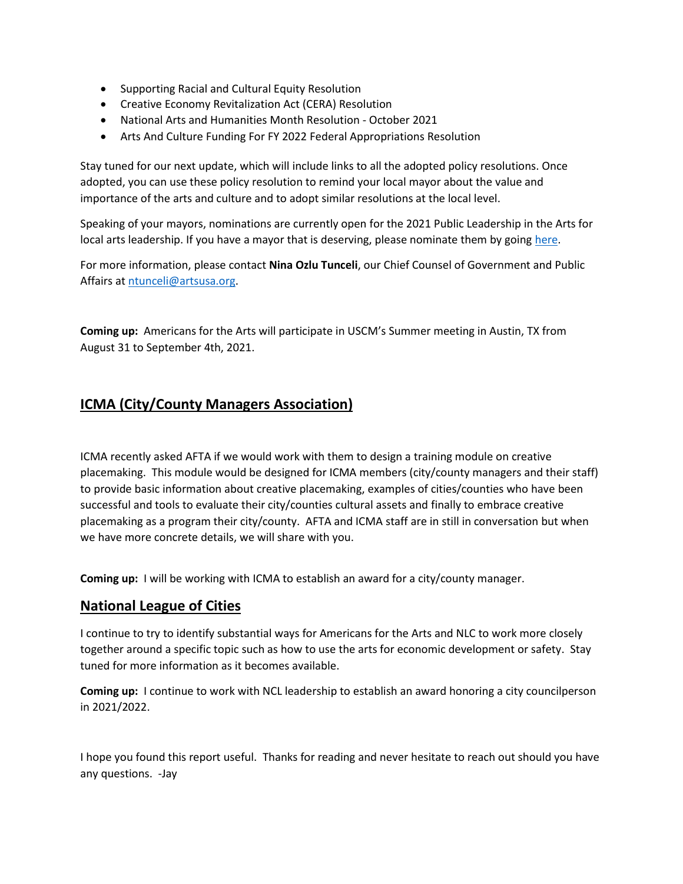- Supporting Racial and Cultural Equity Resolution
- Creative Economy Revitalization Act (CERA) Resolution
- National Arts and Humanities Month Resolution - October 2021
- Arts And Culture Funding For FY 2022 Federal Appropriations Resolution

Stay tuned for our next update, which will include links to all the adopted policy resolutions. Once adopted, you can use these policy resolution to remind your local mayor about the value and importance of the arts and culture and to adopt similar resolutions at the local level.

Speaking of your mayors, nominations are currently open for the 2021 Public Leadership in the Arts for local arts leadership. If you have a mayor that is deserving, please nominate them by going here.

For more information, please contact **Nina Ozlu Tunceli**, our Chief Counsel of Government and Public Affairs at ntunceli@artsusa.org.

**Coming up:** Americans for the Arts will participate in USCM's Summer meeting in Austin, TX from August 31 to September 4th, 2021.

## ICMA (City/County Managers Association)

ICMA recently asked AFTA if we would work with them to design a training module on creative placemaking. This module would be designed for ICMA members (city/county managers and their staff) to provide basic information about creative placemaking, examples of cities/counties who have been successful and tools to evaluate their city/counties cultural assets and finally to embrace creative placemaking as a program their city/county. AFTA and ICMA staff are in still in conversation but when we have more concrete details, we will share with you.

**Coming up:** I will be working with ICMA to establish an award for a city/county manager.

## National League of Cities

I continue to try to identify substantial ways for Americans for the Arts and NLC to work more closely together around a specific topic such as how to use the arts for economic development or safety. Stay tuned for more information as it becomes available.

**Coming up:** I continue to work with NCL leadership to establish an award honoring a city councilperson in 2021/2022.

I hope you found this report useful. Thanks for reading and never hesitate to reach out should you have any questions. -Jay